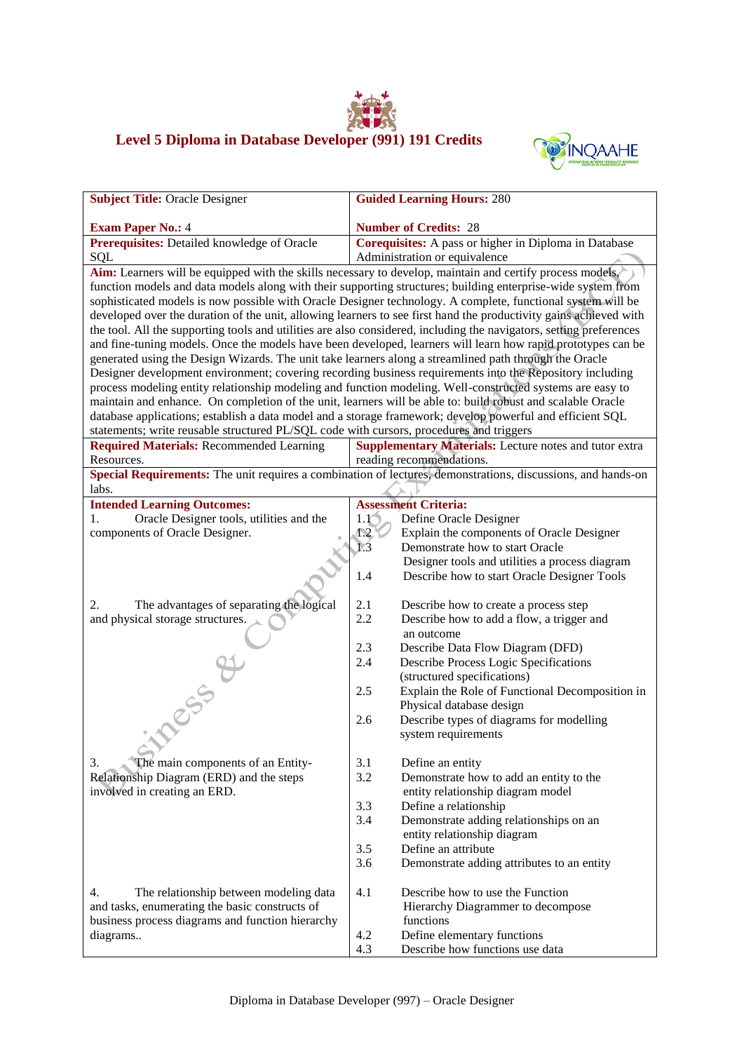# Level 5 Diploma in Database Developer (991) 191 Credits

| **Subject Title:** Oracle Designer<br><br>**Exam Paper No.:** 4 | **Guided Learning Hours:** 280<br><br>**Number of Credits:** 28 |
|---|---|
| **Prerequisites:** Detailed knowledge of Oracle SQL | **Corequisites:** A pass or higher in Diploma in Database Administration or equivalence |
| **Aim:** Learners will be equipped with the skills necessary to develop, maintain and certify process models, function models and data models along with their supporting structures; building enterprise-wide system from sophisticated models is now possible with Oracle Designer technology. A complete, functional system will be developed over the duration of the unit, allowing learners to see first hand the productivity gains achieved with the tool. All the supporting tools and utilities are also considered, including the navigators, setting preferences and fine-tuning models. Once the models have been developed, learners will learn how rapid prototypes can be generated using the Design Wizards. The unit take learners along a streamlined path through the Oracle Designer development environment; covering recording business requirements into the Repository including process modeling entity relationship modeling and function modeling. Well-constructed systems are easy to maintain and enhance. On completion of the unit, learners will be able to: build robust and scalable Oracle database applications; establish a data model and a storage framework; develop powerful and efficient SQL statements; write reusable structured PL/SQL code with cursors, procedures and triggers | |
| **Required Materials:** Recommended Learning Resources. | **Supplementary Materials:** Lecture notes and tutor extra reading recommendations. |
| **Special Requirements:** The unit requires a combination of lectures, demonstrations, discussions, and hands-on labs. | |
| **Intended Learning Outcomes:** | **Assessment Criteria:** |
| 1. Oracle Designer tools, utilities and the components of Oracle Designer. | 1.1 Define Oracle Designer<br>1.2 Explain the components of Oracle Designer<br>1.3 Demonstrate how to start Oracle Designer tools and utilities a process diagram<br>1.4 Describe how to start Oracle Designer Tools |
| 2. The advantages of separating the logical and physical storage structures. | 2.1 Describe how to create a process step<br>2.2 Describe how to add a flow, a trigger and an outcome<br>2.3 Describe Data Flow Diagram (DFD)<br>2.4 Describe Process Logic Specifications (structured specifications)<br>2.5 Explain the Role of Functional Decomposition in Physical database design<br>2.6 Describe types of diagrams for modelling system requirements |
| 3. The main components of an Entity-Relationship Diagram (ERD) and the steps involved in creating an ERD. | 3.1 Define an entity<br>3.2 Demonstrate how to add an entity to the entity relationship diagram model<br>3.3 Define a relationship<br>3.4 Demonstrate adding relationships on an entity relationship diagram<br>3.5 Define an attribute<br>3.6 Demonstrate adding attributes to an entity |
| 4. The relationship between modeling data and tasks, enumerating the basic constructs of business process diagrams and function hierarchy diagrams.. | 4.1 Describe how to use the Function Hierarchy Diagrammer to decompose functions<br>4.2 Define elementary functions<br>4.3 Describe how functions use data |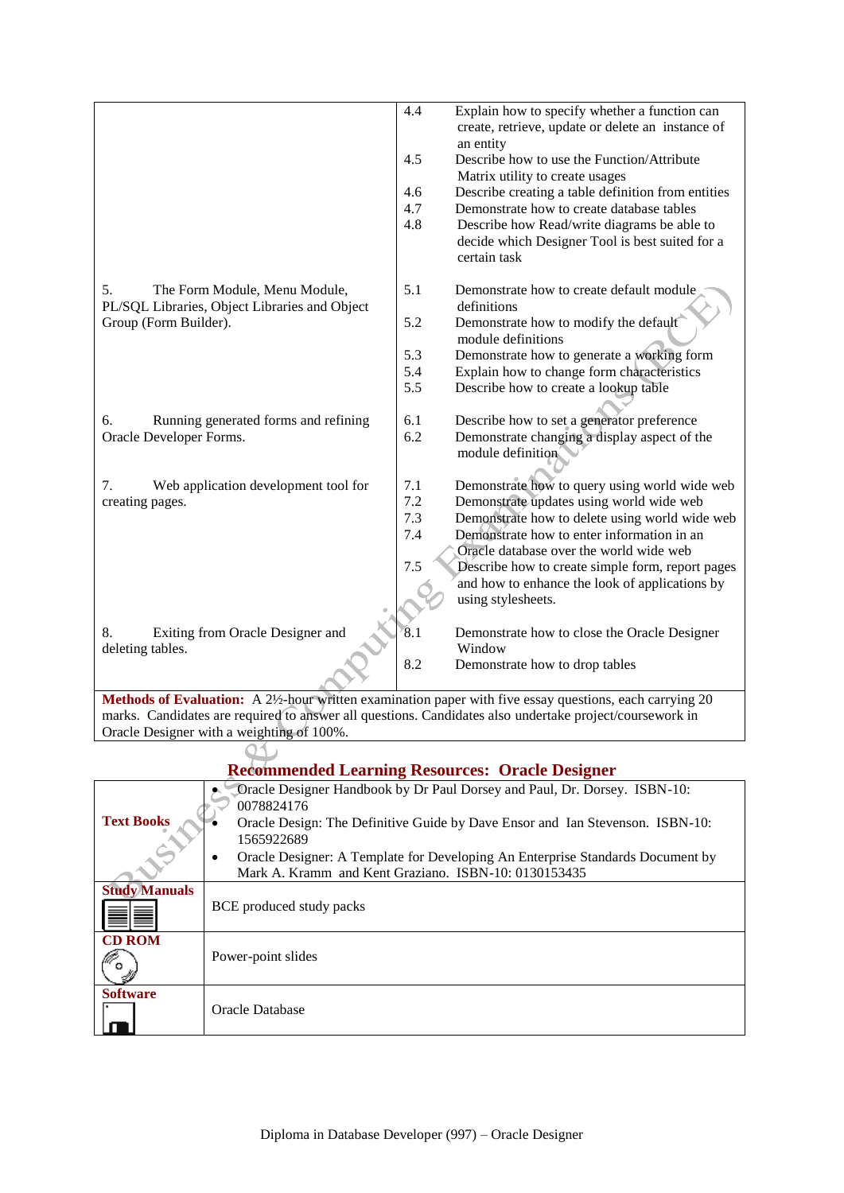| | | |
|---|---|---|
| | 4.4 | Explain how to specify whether a function can create, retrieve, update or delete an instance of an entity |
| | 4.5 | Describe how to use the Function/Attribute Matrix utility to create usages |
| | 4.6 | Describe creating a table definition from entities |
| | 4.7 | Demonstrate how to create database tables |
| | 4.8 | Describe how Read/write diagrams be able to decide which Designer Tool is best suited for a certain task |
| 5. The Form Module, Menu Module, PL/SQL Libraries, Object Libraries and Object Group (Form Builder). | 5.1 | Demonstrate how to create default module definitions |
| | 5.2 | Demonstrate how to modify the default module definitions |
| | 5.3 | Demonstrate how to generate a working form |
| | 5.4 | Explain how to change form characteristics |
| | 5.5 | Describe how to create a lookup table |
| 6. Running generated forms and refining Oracle Developer Forms. | 6.1 | Describe how to set a generator preference |
| | 6.2 | Demonstrate changing a display aspect of the module definition |
| 7. Web application development tool for creating pages. | 7.1 | Demonstrate how to query using world wide web |
| | 7.2 | Demonstrate updates using world wide web |
| | 7.3 | Demonstrate how to delete using world wide web |
| | 7.4 | Demonstrate how to enter information in an Oracle database over the world wide web |
| | 7.5 | Describe how to create simple form, report pages and how to enhance the look of applications by using stylesheets. |
| 8. Exiting from Oracle Designer and deleting tables. | 8.1 | Demonstrate how to close the Oracle Designer Window |
| | 8.2 | Demonstrate how to drop tables |

**Methods of Evaluation:** A 2½-hour written examination paper with five essay questions, each carrying 20 marks. Candidates are required to answer all questions. Candidates also undertake project/coursework in Oracle Designer with a weighting of 100%.

## Recommended Learning Resources: Oracle Designer

| | |
|---|---|
| **Text Books** | • Oracle Designer Handbook by Dr Paul Dorsey and Paul, Dr. Dorsey. ISBN-10: 0078824176<br>• Oracle Design: The Definitive Guide by Dave Ensor and Ian Stevenson. ISBN-10: 1565922689<br>• Oracle Designer: A Template for Developing An Enterprise Standards Document by Mark A. Kramm and Kent Graziano. ISBN-10: 0130153435 |
| **Study Manuals** | BCE produced study packs |
| **CD ROM** | Power-point slides |
| **Software** | Oracle Database |